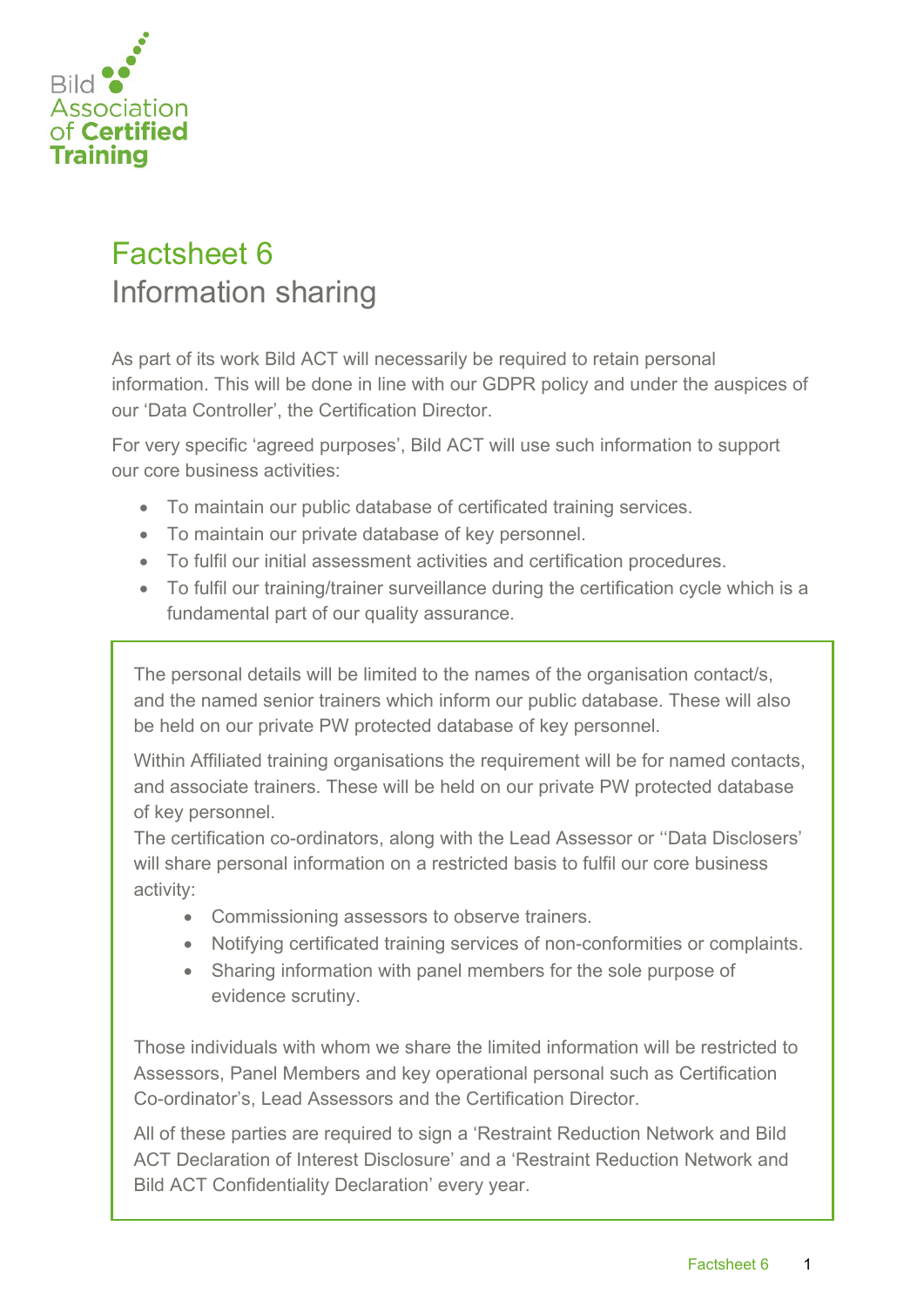Bild Association of Certified Training

# Factsheet 6

## Information sharing

As part of its work Bild ACT will necessarily be required to retain personal information. This will be done in line with our GDPR policy and under the auspices of our 'Data Controller', the Certification Director.

For very specific 'agreed purposes', Bild ACT will use such information to support our core business activities:

- To maintain our public database of certificated training services.
- To maintain our private database of key personnel.
- To fulfil our initial assessment activities and certification procedures.
- To fulfil our training/trainer surveillance during the certification cycle which is a fundamental part of our quality assurance.

The personal details will be limited to the names of the organisation contact/s, and the named senior trainers which inform our public database. These will also be held on our private PW protected database of key personnel.

Within Affiliated training organisations the requirement will be for named contacts, and associate trainers. These will be held on our private PW protected database of key personnel.

The certification co-ordinators, along with the Lead Assessor or ''Data Disclosers' will share personal information on a restricted basis to fulfil our core business activity:

- Commissioning assessors to observe trainers.
- Notifying certificated training services of non-conformities or complaints.
- Sharing information with panel members for the sole purpose of evidence scrutiny.

Those individuals with whom we share the limited information will be restricted to Assessors, Panel Members and key operational personal such as Certification Co-ordinator's, Lead Assessors and the Certification Director.

All of these parties are required to sign a 'Restraint Reduction Network and Bild ACT Declaration of Interest Disclosure' and a 'Restraint Reduction Network and Bild ACT Confidentiality Declaration' every year.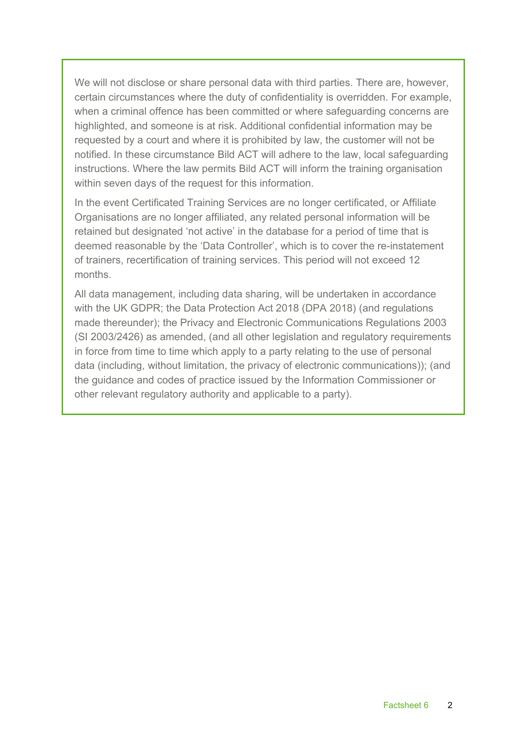We will not disclose or share personal data with third parties. There are, however, certain circumstances where the duty of confidentiality is overridden. For example, when a criminal offence has been committed or where safeguarding concerns are highlighted, and someone is at risk. Additional confidential information may be requested by a court and where it is prohibited by law, the customer will not be notified. In these circumstance Bild ACT will adhere to the law, local safeguarding instructions. Where the law permits Bild ACT will inform the training organisation within seven days of the request for this information.

In the event Certificated Training Services are no longer certificated, or Affiliate Organisations are no longer affiliated, any related personal information will be retained but designated 'not active' in the database for a period of time that is deemed reasonable by the 'Data Controller', which is to cover the re-instatement of trainers, recertification of training services. This period will not exceed 12 months.

All data management, including data sharing, will be undertaken in accordance with the UK GDPR; the Data Protection Act 2018 (DPA 2018) (and regulations made thereunder); the Privacy and Electronic Communications Regulations 2003 (SI 2003/2426) as amended, (and all other legislation and regulatory requirements in force from time to time which apply to a party relating to the use of personal data (including, without limitation, the privacy of electronic communications)); (and the guidance and codes of practice issued by the Information Commissioner or other relevant regulatory authority and applicable to a party).